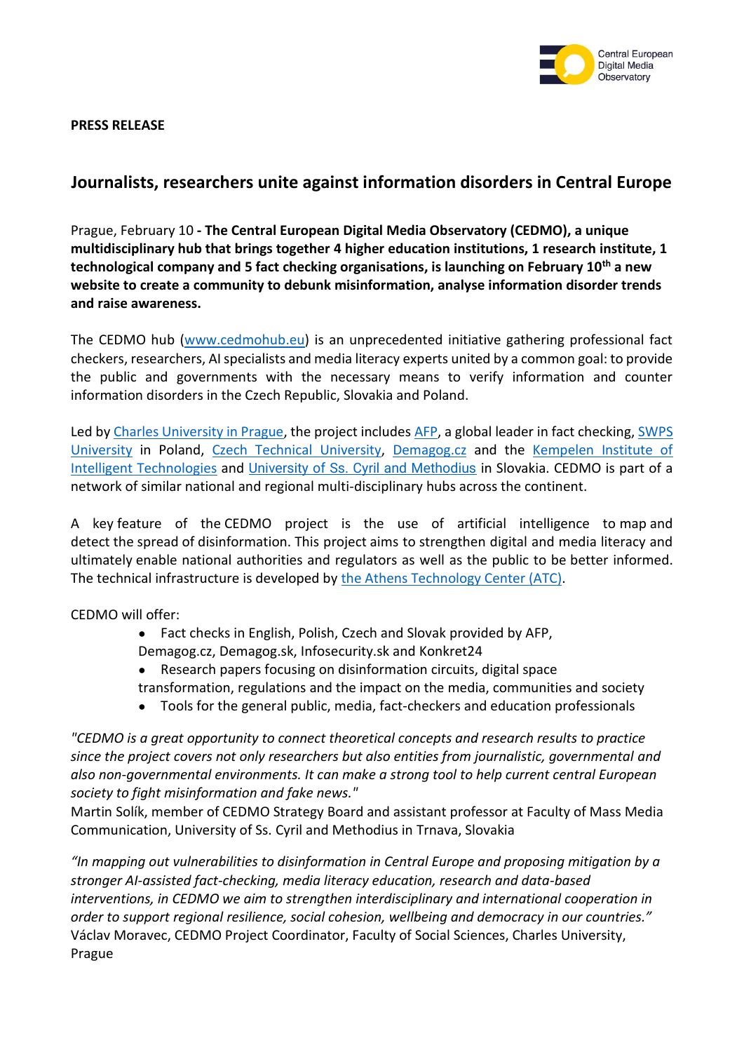**PRESS RELEASE**

## Journalists, researchers unite against information disorders in Central Europe

Prague, February 10 **- The Central European Digital Media Observatory (CEDMO), a unique multidisciplinary hub that brings together 4 higher education institutions, 1 research institute, 1 technological company and 5 fact checking organisations, is launching on February 10th a new website to create a community to debunk misinformation, analyse information disorder trends and raise awareness.**

The CEDMO hub (www.cedmohub.eu) is an unprecedented initiative gathering professional fact checkers, researchers, AI specialists and media literacy experts united by a common goal: to provide the public and governments with the necessary means to verify information and counter information disorders in the Czech Republic, Slovakia and Poland.

Led by Charles University in Prague, the project includes AFP, a global leader in fact checking, SWPS University in Poland, Czech Technical University, Demagog.cz and the Kempelen Institute of Intelligent Technologies and University of Ss. Cyril and Methodius in Slovakia. CEDMO is part of a network of similar national and regional multi-disciplinary hubs across the continent.

A key feature of the CEDMO project is the use of artificial intelligence to map and detect the spread of disinformation. This project aims to strengthen digital and media literacy and ultimately enable national authorities and regulators as well as the public to be better informed. The technical infrastructure is developed by the Athens Technology Center (ATC).

CEDMO will offer:

- Fact checks in English, Polish, Czech and Slovak provided by AFP, Demagog.cz, Demagog.sk, Infosecurity.sk and Konkret24
- Research papers focusing on disinformation circuits, digital space transformation, regulations and the impact on the media, communities and society
- Tools for the general public, media, fact-checkers and education professionals

*"CEDMO is a great opportunity to connect theoretical concepts and research results to practice since the project covers not only researchers but also entities from journalistic, governmental and also non-governmental environments. It can make a strong tool to help current central European society to fight misinformation and fake news."*
Martin Solík, member of CEDMO Strategy Board and assistant professor at Faculty of Mass Media Communication, University of Ss. Cyril and Methodius in Trnava, Slovakia

*"In mapping out vulnerabilities to disinformation in Central Europe and proposing mitigation by a stronger AI-assisted fact-checking, media literacy education, research and data-based interventions, in CEDMO we aim to strengthen interdisciplinary and international cooperation in order to support regional resilience, social cohesion, wellbeing and democracy in our countries."*
Václav Moravec, CEDMO Project Coordinator, Faculty of Social Sciences, Charles University, Prague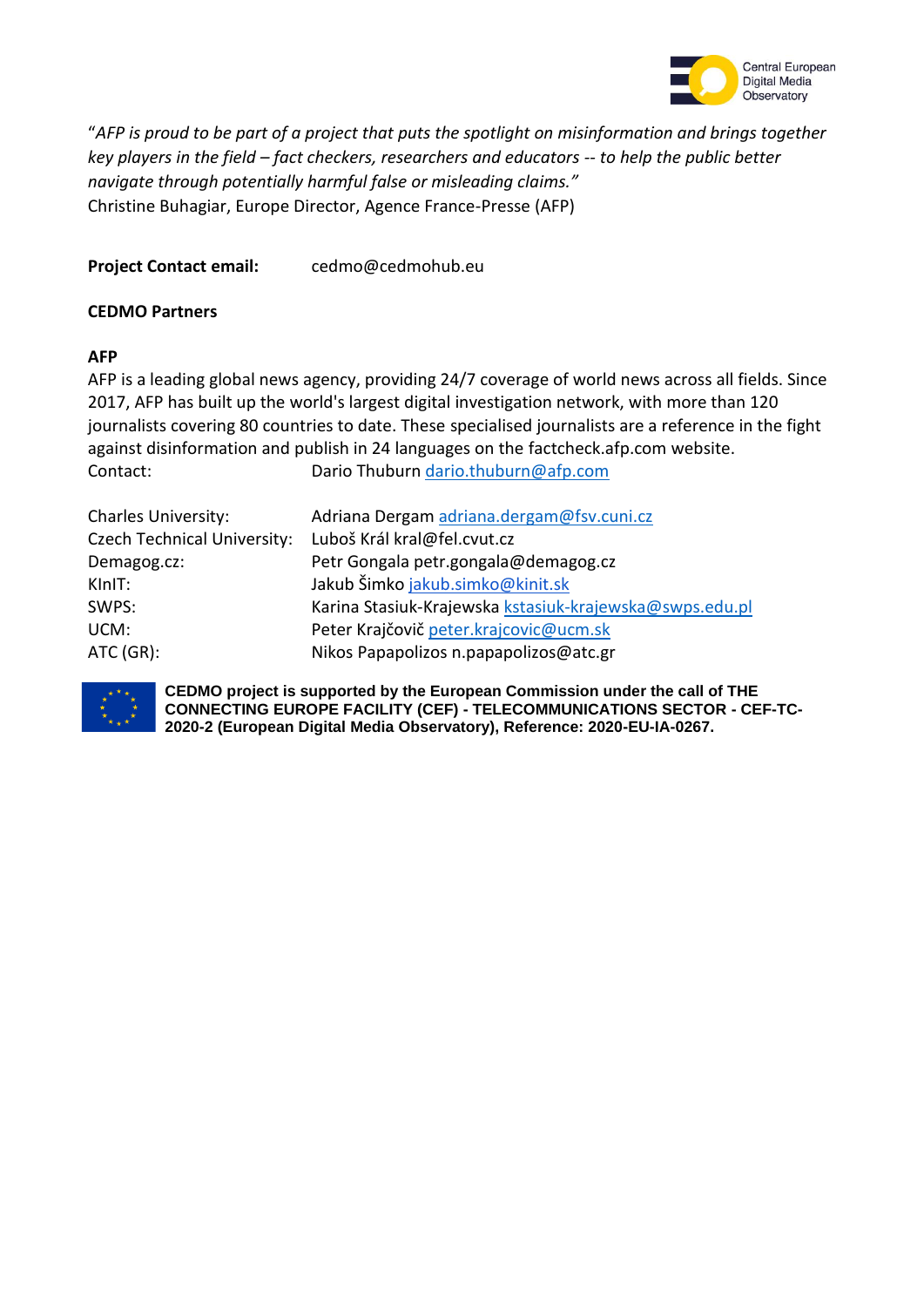*"AFP is proud to be part of a project that puts the spotlight on misinformation and brings together key players in the field – fact checkers, researchers and educators -- to help the public better navigate through potentially harmful false or misleading claims."*
Christine Buhagiar, Europe Director, Agence France-Presse (AFP)

**Project Contact email:** cedmo@cedmohub.eu

**CEDMO Partners**

**AFP**
AFP is a leading global news agency, providing 24/7 coverage of world news across all fields. Since 2017, AFP has built up the world's largest digital investigation network, with more than 120 journalists covering 80 countries to date. These specialised journalists are a reference in the fight against disinformation and publish in 24 languages on the factcheck.afp.com website.
Contact: Dario Thuburn dario.thuburn@afp.com

| | |
|---|---|
| Charles University: | Adriana Dergam adriana.dergam@fsv.cuni.cz |
| Czech Technical University: | Luboš Král kral@fel.cvut.cz |
| Demagog.cz: | Petr Gongala petr.gongala@demagog.cz |
| KInIT: | Jakub Šimko jakub.simko@kinit.sk |
| SWPS: | Karina Stasiuk-Krajewska kstasiuk-krajewska@swps.edu.pl |
| UCM: | Peter Krajčovič peter.krajcovic@ucm.sk |
| ATC (GR): | Nikos Papapolizos n.papapolizos@atc.gr |

**CEDMO project is supported by the European Commission under the call of THE CONNECTING EUROPE FACILITY (CEF) - TELECOMMUNICATIONS SECTOR - CEF-TC-2020-2 (European Digital Media Observatory), Reference: 2020-EU-IA-0267.**